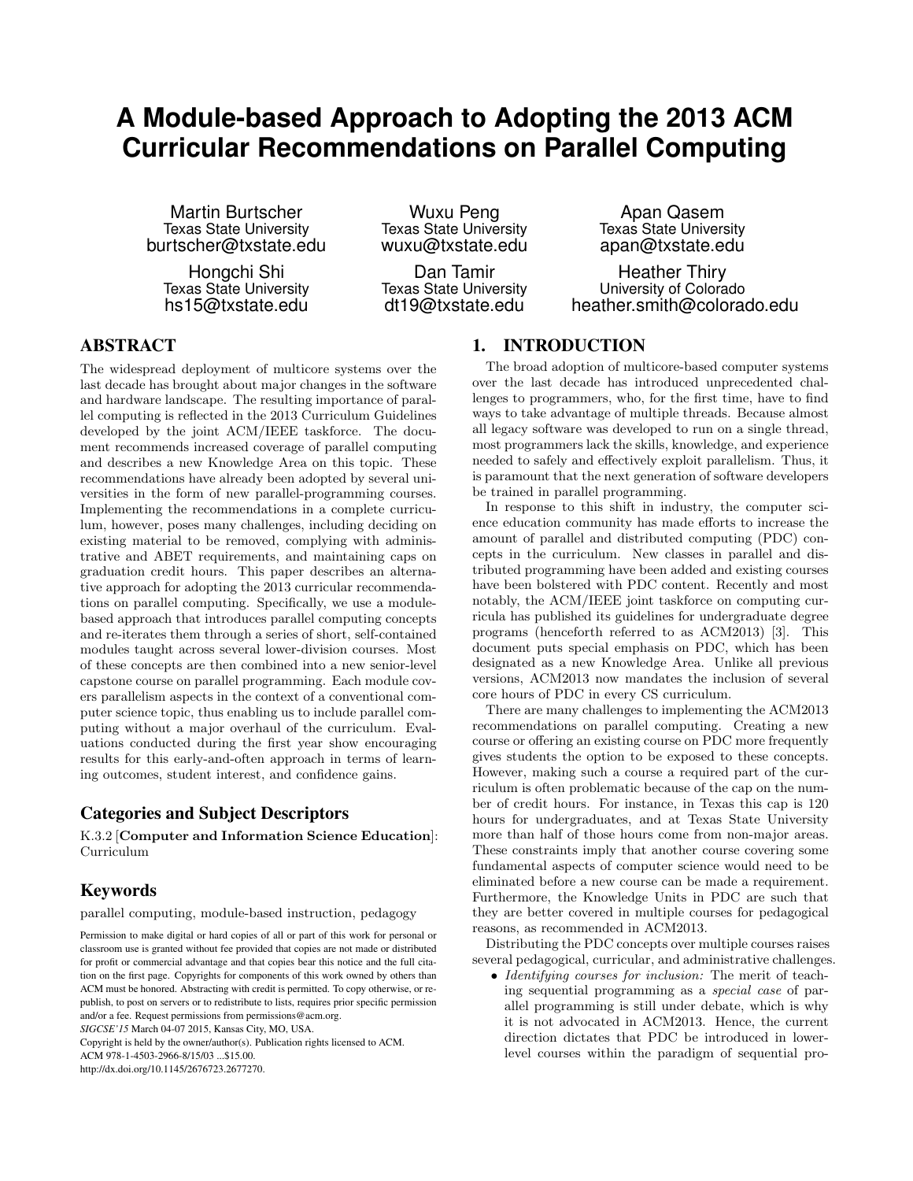# A Module-based Approach to Adopting the 2013 ACM Curricular Recommendations on Parallel Computing

Martin Burtscher
Texas State University
burtscher@txstate.edu

Wuxu Peng
Texas State University
wuxu@txstate.edu

Apan Qasem
Texas State University
apan@txstate.edu

Hongchi Shi
Texas State University
hs15@txstate.edu

Dan Tamir
Texas State University
dt19@txstate.edu

Heather Thiry
University of Colorado
heather.smith@colorado.edu

## ABSTRACT

The widespread deployment of multicore systems over the last decade has brought about major changes in the software and hardware landscape. The resulting importance of parallel computing is reflected in the 2013 Curriculum Guidelines developed by the joint ACM/IEEE taskforce. The document recommends increased coverage of parallel computing and describes a new Knowledge Area on this topic. These recommendations have already been adopted by several universities in the form of new parallel-programming courses. Implementing the recommendations in a complete curriculum, however, poses many challenges, including deciding on existing material to be removed, complying with administrative and ABET requirements, and maintaining caps on graduation credit hours. This paper describes an alternative approach for adopting the 2013 curricular recommendations on parallel computing. Specifically, we use a module-based approach that introduces parallel computing concepts and re-iterates them through a series of short, self-contained modules taught across several lower-division courses. Most of these concepts are then combined into a new senior-level capstone course on parallel programming. Each module covers parallelism aspects in the context of a conventional computer science topic, thus enabling us to include parallel computing without a major overhaul of the curriculum. Evaluations conducted during the first year show encouraging results for this early-and-often approach in terms of learning outcomes, student interest, and confidence gains.

### Categories and Subject Descriptors

K.3.2 [**Computer and Information Science Education**]: Curriculum

### Keywords

parallel computing, module-based instruction, pedagogy

Permission to make digital or hard copies of all or part of this work for personal or classroom use is granted without fee provided that copies are not made or distributed for profit or commercial advantage and that copies bear this notice and the full citation on the first page. Copyrights for components of this work owned by others than ACM must be honored. Abstracting with credit is permitted. To copy otherwise, or republish, to post on servers or to redistribute to lists, requires prior specific permission and/or a fee. Request permissions from permissions@acm.org.
*SIGCSE'15* March 04-07 2015, Kansas City, MO, USA.
Copyright is held by the owner/author(s). Publication rights licensed to ACM.
ACM 978-1-4503-2966-8/15/03 ...$15.00.
http://dx.doi.org/10.1145/2676723.2677270.

## 1. INTRODUCTION

The broad adoption of multicore-based computer systems over the last decade has introduced unprecedented challenges to programmers, who, for the first time, have to find ways to take advantage of multiple threads. Because almost all legacy software was developed to run on a single thread, most programmers lack the skills, knowledge, and experience needed to safely and effectively exploit parallelism. Thus, it is paramount that the next generation of software developers be trained in parallel programming.

In response to this shift in industry, the computer science education community has made efforts to increase the amount of parallel and distributed computing (PDC) concepts in the curriculum. New classes in parallel and distributed programming have been added and existing courses have been bolstered with PDC content. Recently and most notably, the ACM/IEEE joint taskforce on computing curricula has published its guidelines for undergraduate degree programs (henceforth referred to as ACM2013) [3]. This document puts special emphasis on PDC, which has been designated as a new Knowledge Area. Unlike all previous versions, ACM2013 now mandates the inclusion of several core hours of PDC in every CS curriculum.

There are many challenges to implementing the ACM2013 recommendations on parallel computing. Creating a new course or offering an existing course on PDC more frequently gives students the option to be exposed to these concepts. However, making such a course a required part of the curriculum is often problematic because of the cap on the number of credit hours. For instance, in Texas this cap is 120 hours for undergraduates, and at Texas State University more than half of those hours come from non-major areas. These constraints imply that another course covering some fundamental aspects of computer science would need to be eliminated before a new course can be made a requirement. Furthermore, the Knowledge Units in PDC are such that they are better covered in multiple courses for pedagogical reasons, as recommended in ACM2013.

Distributing the PDC concepts over multiple courses raises several pedagogical, curricular, and administrative challenges.

- *Identifying courses for inclusion:* The merit of teaching sequential programming as a *special case* of parallel programming is still under debate, which is why it is not advocated in ACM2013. Hence, the current direction dictates that PDC be introduced in lower-level courses within the paradigm of sequential pro-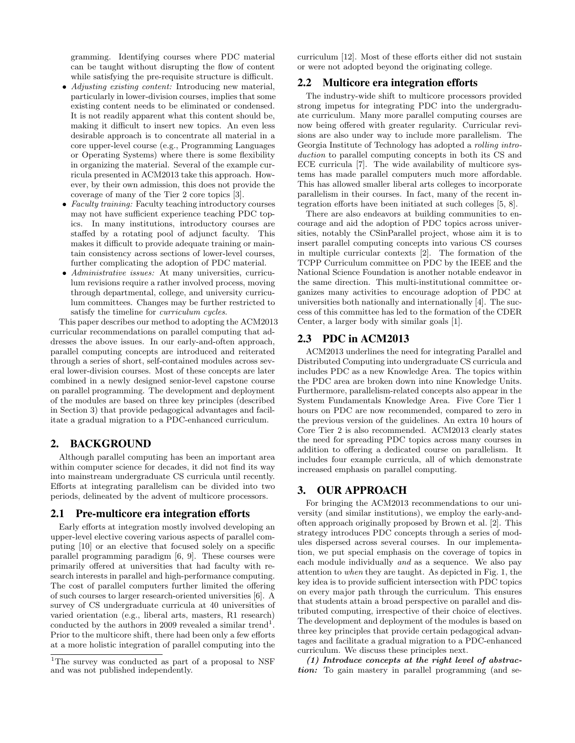gramming. Identifying courses where PDC material can be taught without disrupting the flow of content while satisfying the pre-requisite structure is difficult.

- *Adjusting existing content:* Introducing new material, particularly in lower-division courses, implies that some existing content needs to be eliminated or condensed. It is not readily apparent what this content should be, making it difficult to insert new topics. An even less desirable approach is to concentrate all material in a core upper-level course (e.g., Programming Languages or Operating Systems) where there is some flexibility in organizing the material. Several of the example curricula presented in ACM2013 take this approach. However, by their own admission, this does not provide the coverage of many of the Tier 2 core topics [3].
- *Faculty training:* Faculty teaching introductory courses may not have sufficient experience teaching PDC topics. In many institutions, introductory courses are staffed by a rotating pool of adjunct faculty. This makes it difficult to provide adequate training or maintain consistency across sections of lower-level courses, further complicating the adoption of PDC material.
- *Administrative issues:* At many universities, curriculum revisions require a rather involved process, moving through departmental, college, and university curriculum committees. Changes may be further restricted to satisfy the timeline for *curriculum cycles*.

This paper describes our method to adopting the ACM2013 curricular recommendations on parallel computing that addresses the above issues. In our early-and-often approach, parallel computing concepts are introduced and reiterated through a series of short, self-contained modules across several lower-division courses. Most of these concepts are later combined in a newly designed senior-level capstone course on parallel programming. The development and deployment of the modules are based on three key principles (described in Section 3) that provide pedagogical advantages and facilitate a gradual migration to a PDC-enhanced curriculum.

## 2. BACKGROUND

Although parallel computing has been an important area within computer science for decades, it did not find its way into mainstream undergraduate CS curricula until recently. Efforts at integrating parallelism can be divided into two periods, delineated by the advent of multicore processors.

### 2.1 Pre-multicore era integration efforts

Early efforts at integration mostly involved developing an upper-level elective covering various aspects of parallel computing [10] or an elective that focused solely on a specific parallel programming paradigm [6, 9]. These courses were primarily offered at universities that had faculty with research interests in parallel and high-performance computing. The cost of parallel computers further limited the offering of such courses to larger research-oriented universities [6]. A survey of CS undergraduate curricula at 40 universities of varied orientation (e.g., liberal arts, masters, R1 research) conducted by the authors in 2009 revealed a similar trend[1]. Prior to the multicore shift, there had been only a few efforts at a more holistic integration of parallel computing into the curriculum [12]. Most of these efforts either did not sustain or were not adopted beyond the originating college.

[1]The survey was conducted as part of a proposal to NSF and was not published independently.

### 2.2 Multicore era integration efforts

The industry-wide shift to multicore processors provided strong impetus for integrating PDC into the undergraduate curriculum. Many more parallel computing courses are now being offered with greater regularity. Curricular revisions are also under way to include more parallelism. The Georgia Institute of Technology has adopted a *rolling introduction* to parallel computing concepts in both its CS and ECE curricula [7]. The wide availability of multicore systems has made parallel computers much more affordable. This has allowed smaller liberal arts colleges to incorporate parallelism in their courses. In fact, many of the recent integration efforts have been initiated at such colleges [5, 8].

There are also endeavors at building communities to encourage and aid the adoption of PDC topics across universities, notably the CSinParallel project, whose aim it is to insert parallel computing concepts into various CS courses in multiple curricular contexts [2]. The formation of the TCPP Curriculum committee on PDC by the IEEE and the National Science Foundation is another notable endeavor in the same direction. This multi-institutional committee organizes many activities to encourage adoption of PDC at universities both nationally and internationally [4]. The success of this committee has led to the formation of the CDER Center, a larger body with similar goals [1].

### 2.3 PDC in ACM2013

ACM2013 underlines the need for integrating Parallel and Distributed Computing into undergraduate CS curricula and includes PDC as a new Knowledge Area. The topics within the PDC area are broken down into nine Knowledge Units. Furthermore, parallelism-related concepts also appear in the System Fundamentals Knowledge Area. Five Core Tier 1 hours on PDC are now recommended, compared to zero in the previous version of the guidelines. An extra 10 hours of Core Tier 2 is also recommended. ACM2013 clearly states the need for spreading PDC topics across many courses in addition to offering a dedicated course on parallelism. It includes four example curricula, all of which demonstrate increased emphasis on parallel computing.

## 3. OUR APPROACH

For bringing the ACM2013 recommendations to our university (and similar institutions), we employ the early-and-often approach originally proposed by Brown et al. [2]. This strategy introduces PDC concepts through a series of modules dispersed across several courses. In our implementation, we put special emphasis on the coverage of topics in each module individually *and* as a sequence. We also pay attention to *when* they are taught. As depicted in Fig. 1, the key idea is to provide sufficient intersection with PDC topics on every major path through the curriculum. This ensures that students attain a broad perspective on parallel and distributed computing, irrespective of their choice of electives. The development and deployment of the modules is based on three key principles that provide certain pedagogical advantages and facilitate a gradual migration to a PDC-enhanced curriculum. We discuss these principles next.

***(1) Introduce concepts at the right level of abstraction:*** To gain mastery in parallel programming (and se-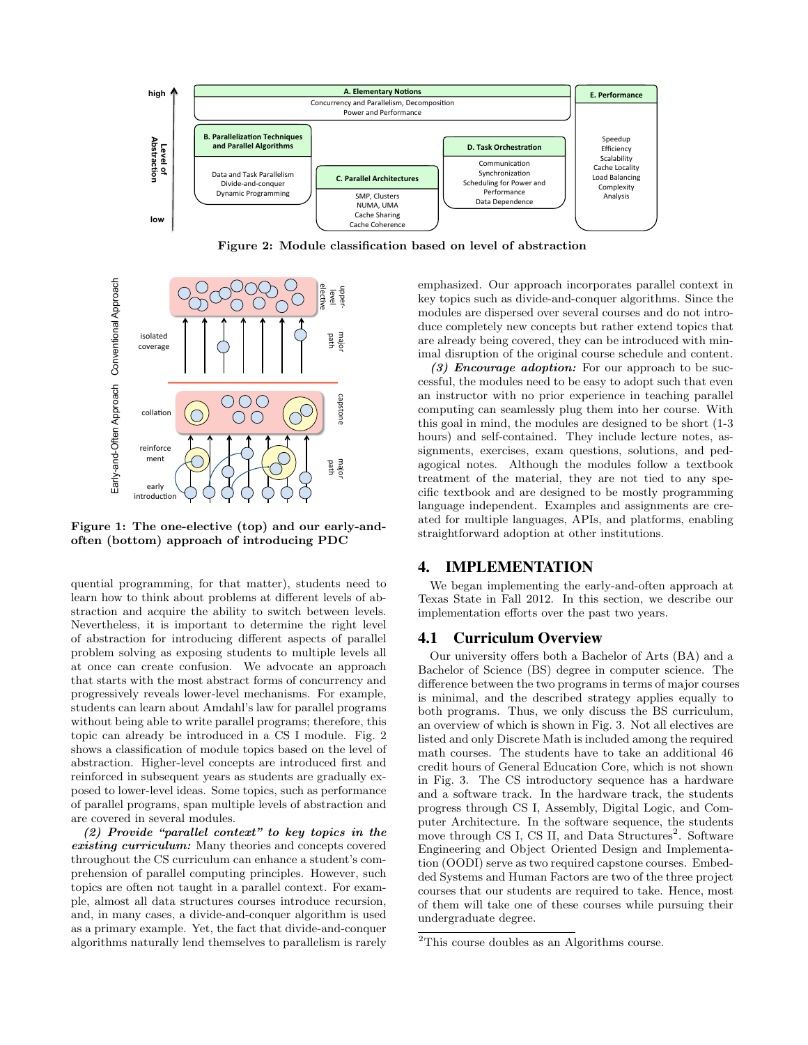Figure 2: Module classification based on level of abstraction

Figure 1: The one-elective (top) and our early-and-often (bottom) approach of introducing PDC

quential programming, for that matter), students need to learn how to think about problems at different levels of abstraction and acquire the ability to switch between levels. Nevertheless, it is important to determine the right level of abstraction for introducing different aspects of parallel problem solving as exposing students to multiple levels all at once can create confusion. We advocate an approach that starts with the most abstract forms of concurrency and progressively reveals lower-level mechanisms. For example, students can learn about Amdahl's law for parallel programs without being able to write parallel programs; therefore, this topic can already be introduced in a CS I module. Fig. 2 shows a classification of module topics based on the level of abstraction. Higher-level concepts are introduced first and reinforced in subsequent years as students are gradually exposed to lower-level ideas. Some topics, such as performance of parallel programs, span multiple levels of abstraction and are covered in several modules.

***(2) Provide "parallel context" to key topics in the existing curriculum:*** Many theories and concepts covered throughout the CS curriculum can enhance a student's comprehension of parallel computing principles. However, such topics are often not taught in a parallel context. For example, almost all data structures courses introduce recursion, and, in many cases, a divide-and-conquer algorithm is used as a primary example. Yet, the fact that divide-and-conquer algorithms naturally lend themselves to parallelism is rarely emphasized. Our approach incorporates parallel context in key topics such as divide-and-conquer algorithms. Since the modules are dispersed over several courses and do not introduce completely new concepts but rather extend topics that are already being covered, they can be introduced with minimal disruption of the original course schedule and content.

***(3) Encourage adoption:*** For our approach to be successful, the modules need to be easy to adopt such that even an instructor with no prior experience in teaching parallel computing can seamlessly plug them into her course. With this goal in mind, the modules are designed to be short (1-3 hours) and self-contained. They include lecture notes, assignments, exercises, exam questions, solutions, and pedagogical notes. Although the modules follow a textbook treatment of the material, they are not tied to any specific textbook and are designed to be mostly programming language independent. Examples and assignments are created for multiple languages, APIs, and platforms, enabling straightforward adoption at other institutions.

# 4. IMPLEMENTATION

We began implementing the early-and-often approach at Texas State in Fall 2012. In this section, we describe our implementation efforts over the past two years.

## 4.1 Curriculum Overview

Our university offers both a Bachelor of Arts (BA) and a Bachelor of Science (BS) degree in computer science. The difference between the two programs in terms of major courses is minimal, and the described strategy applies equally to both programs. Thus, we only discuss the BS curriculum, an overview of which is shown in Fig. 3. Not all electives are listed and only Discrete Math is included among the required math courses. The students have to take an additional 46 credit hours of General Education Core, which is not shown in Fig. 3. The CS introductory sequence has a hardware and a software track. In the hardware track, the students progress through CS I, Assembly, Digital Logic, and Computer Architecture. In the software sequence, the students move through CS I, CS II, and Data Structures[2]. Software Engineering and Object Oriented Design and Implementation (OODI) serve as two required capstone courses. Embedded Systems and Human Factors are two of the three project courses that our students are required to take. Hence, most of them will take one of these courses while pursuing their undergraduate degree.

[2]This course doubles as an Algorithms course.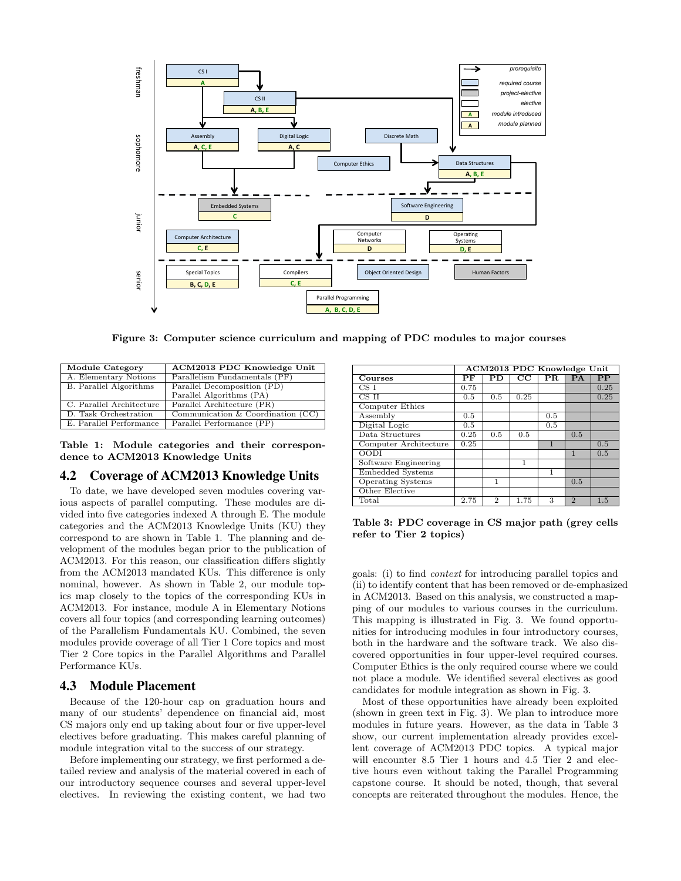Figure 3: Computer science curriculum and mapping of PDC modules to major courses

| Module Category | ACM2013 PDC Knowledge Unit |
|---|---|
| A. Elementary Notions | Parallelism Fundamentals (PF) |
| B. Parallel Algorithms | Parallel Decomposition (PD) <br> Parallel Algorithms (PA) |
| C. Parallel Architecture | Parallel Architecture (PR) |
| D. Task Orchestration | Communication & Coordination (CC) |
| E. Parallel Performance | Parallel Performance (PP) |

**Table 1: Module categories and their correspondence to ACM2013 Knowledge Units**

## 4.2 Coverage of ACM2013 Knowledge Units

To date, we have developed seven modules covering various aspects of parallel computing. These modules are divided into five categories indexed A through E. The module categories and the ACM2013 Knowledge Units (KU) they correspond to are shown in Table 1. The planning and development of the modules began prior to the publication of ACM2013. For this reason, our classification differs slightly from the ACM2013 mandated KUs. This difference is only nominal, however. As shown in Table 2, our module topics map closely to the topics of the corresponding KUs in ACM2013. For instance, module A in Elementary Notions covers all four topics (and corresponding learning outcomes) of the Parallelism Fundamentals KU. Combined, the seven modules provide coverage of all Tier 1 Core topics and most Tier 2 Core topics in the Parallel Algorithms and Parallel Performance KUs.

## 4.3 Module Placement

Because of the 120-hour cap on graduation hours and many of our students' dependence on financial aid, most CS majors only end up taking about four or five upper-level electives before graduating. This makes careful planning of module integration vital to the success of our strategy.

Before implementing our strategy, we first performed a detailed review and analysis of the material covered in each of our introductory sequence courses and several upper-level electives. In reviewing the existing content, we had two goals: (i) to find *context* for introducing parallel topics and (ii) to identify content that has been removed or de-emphasized in ACM2013. Based on this analysis, we constructed a mapping of our modules to various courses in the curriculum. This mapping is illustrated in Fig. 3. We found opportunities for introducing modules in four introductory courses, both in the hardware and the software track. We also discovered opportunities in four upper-level required courses. Computer Ethics is the only required course where we could not place a module. We identified several electives as good candidates for module integration as shown in Fig. 3.

Most of these opportunities have already been exploited (shown in green text in Fig. 3). We plan to introduce more modules in future years. However, as the data in Table 3 show, our current implementation already provides excellent coverage of ACM2013 PDC topics. A typical major will encounter 8.5 Tier 1 hours and 4.5 Tier 2 and elective hours even without taking the Parallel Programming capstone course. It should be noted, though, that several concepts are reiterated throughout the modules. Hence, the

| | ACM2013 PDC Knowledge Unit | | | | | |
|---|---|---|---|---|---|---|
| **Courses** | **PF** | **PD** | **CC** | **PR** | **PA** | **PP** |
| CS I | 0.75 | | | | | 0.25 |
| CS II | 0.5 | 0.5 | 0.25 | | | 0.25 |
| Computer Ethics | | | | | | |
| Assembly | 0.5 | | | 0.5 | | |
| Digital Logic | 0.5 | | | 0.5 | | |
| Data Structures | 0.25 | 0.5 | 0.5 | | 0.5 | |
| Computer Architecture | 0.25 | | | 1 | | 0.5 |
| OODI | | | | | 1 | 0.5 |
| Software Engineering | | | 1 | | | |
| Embedded Systems | | | | 1 | | |
| Operating Systems | | 1 | | | 0.5 | |
| Other Elective | | | | | | |
| Total | 2.75 | 2 | 1.75 | 3 | 2 | 1.5 |

**Table 3: PDC coverage in CS major path (grey cells refer to Tier 2 topics)**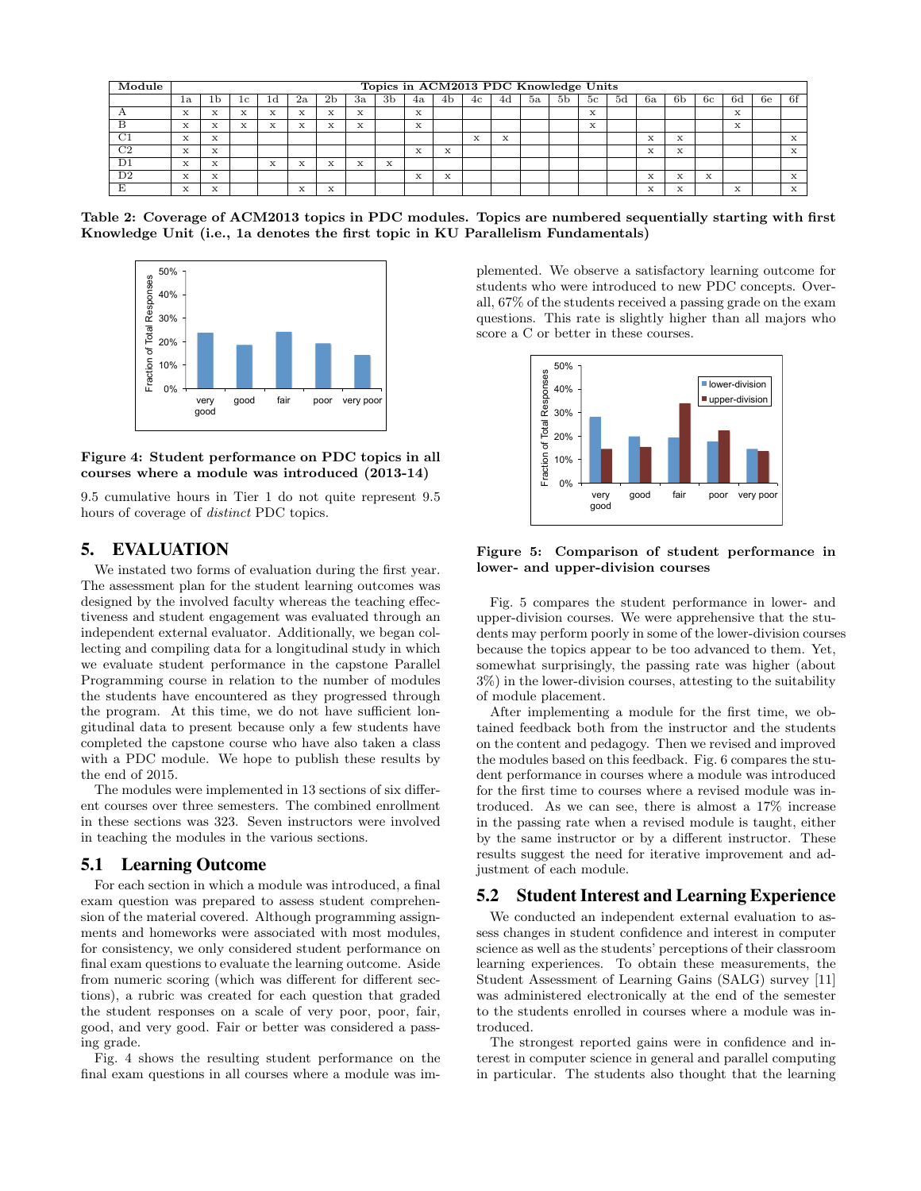| Module | Topics in ACM2013 PDC Knowledge Units | | | | | | | | | | | | | | | | | | | | | |
|---|---|---|---|---|---|---|---|---|---|---|---|---|---|---|---|---|---|---|---|---|---|---|
| | 1a | 1b | 1c | 1d | 2a | 2b | 3a | 3b | 4a | 4b | 4c | 4d | 5a | 5b | 5c | 5d | 6a | 6b | 6c | 6d | 6e | 6f |
| A | x | x | x | x | x | x | x | | x | | | | | | x | | | | | x | | |
| B | x | x | x | x | x | x | x | | x | | | | | | x | | | | | x | | |
| C1 | x | x | | | | | | | | | x | x | | | | | x | x | | | | x |
| C2 | x | x | | | | | | | x | x | | | | | | | x | x | | | | x |
| D1 | x | x | | x | x | x | x | x | | | | | | | | | | | | | | |
| D2 | x | x | | | | | | | x | x | | | | | | | x | x | x | | | x |
| E | x | x | | | x | x | | | | | | | | | | | x | x | | x | | x |

**Table 2: Coverage of ACM2013 topics in PDC modules. Topics are numbered sequentially starting with first Knowledge Unit (i.e., 1a denotes the first topic in KU Parallelism Fundamentals)**

**Figure 4: Student performance on PDC topics in all courses where a module was introduced (2013-14)**

9.5 cumulative hours in Tier 1 do not quite represent 9.5 hours of coverage of *distinct* PDC topics.

## 5. EVALUATION

We instated two forms of evaluation during the first year. The assessment plan for the student learning outcomes was designed by the involved faculty whereas the teaching effectiveness and student engagement was evaluated through an independent external evaluator. Additionally, we began collecting and compiling data for a longitudinal study in which we evaluate student performance in the capstone Parallel Programming course in relation to the number of modules the students have encountered as they progressed through the program. At this time, we do not have sufficient longitudinal data to present because only a few students have completed the capstone course who have also taken a class with a PDC module. We hope to publish these results by the end of 2015.

The modules were implemented in 13 sections of six different courses over three semesters. The combined enrollment in these sections was 323. Seven instructors were involved in teaching the modules in the various sections.

### 5.1 Learning Outcome

For each section in which a module was introduced, a final exam question was prepared to assess student comprehension of the material covered. Although programming assignments and homeworks were associated with most modules, for consistency, we only considered student performance on final exam questions to evaluate the learning outcome. Aside from numeric scoring (which was different for different sections), a rubric was created for each question that graded the student responses on a scale of very poor, poor, fair, good, and very good. Fair or better was considered a passing grade.

Fig. 4 shows the resulting student performance on the final exam questions in all courses where a module was implemented. We observe a satisfactory learning outcome for students who were introduced to new PDC concepts. Overall, 67% of the students received a passing grade on the exam questions. This rate is slightly higher than all majors who score a C or better in these courses.

**Figure 5: Comparison of student performance in lower- and upper-division courses**

Fig. 5 compares the student performance in lower- and upper-division courses. We were apprehensive that the students may perform poorly in some of the lower-division courses because the topics appear to be too advanced to them. Yet, somewhat surprisingly, the passing rate was higher (about 3%) in the lower-division courses, attesting to the suitability of module placement.

After implementing a module for the first time, we obtained feedback both from the instructor and the students on the content and pedagogy. Then we revised and improved the modules based on this feedback. Fig. 6 compares the student performance in courses where a module was introduced for the first time to courses where a revised module was introduced. As we can see, there is almost a 17% increase in the passing rate when a revised module is taught, either by the same instructor or by a different instructor. These results suggest the need for iterative improvement and adjustment of each module.

### 5.2 Student Interest and Learning Experience

We conducted an independent external evaluation to assess changes in student confidence and interest in computer science as well as the students' perceptions of their classroom learning experiences. To obtain these measurements, the Student Assessment of Learning Gains (SALG) survey [11] was administered electronically at the end of the semester to the students enrolled in courses where a module was introduced.

The strongest reported gains were in confidence and interest in computer science in general and parallel computing in particular. The students also thought that the learning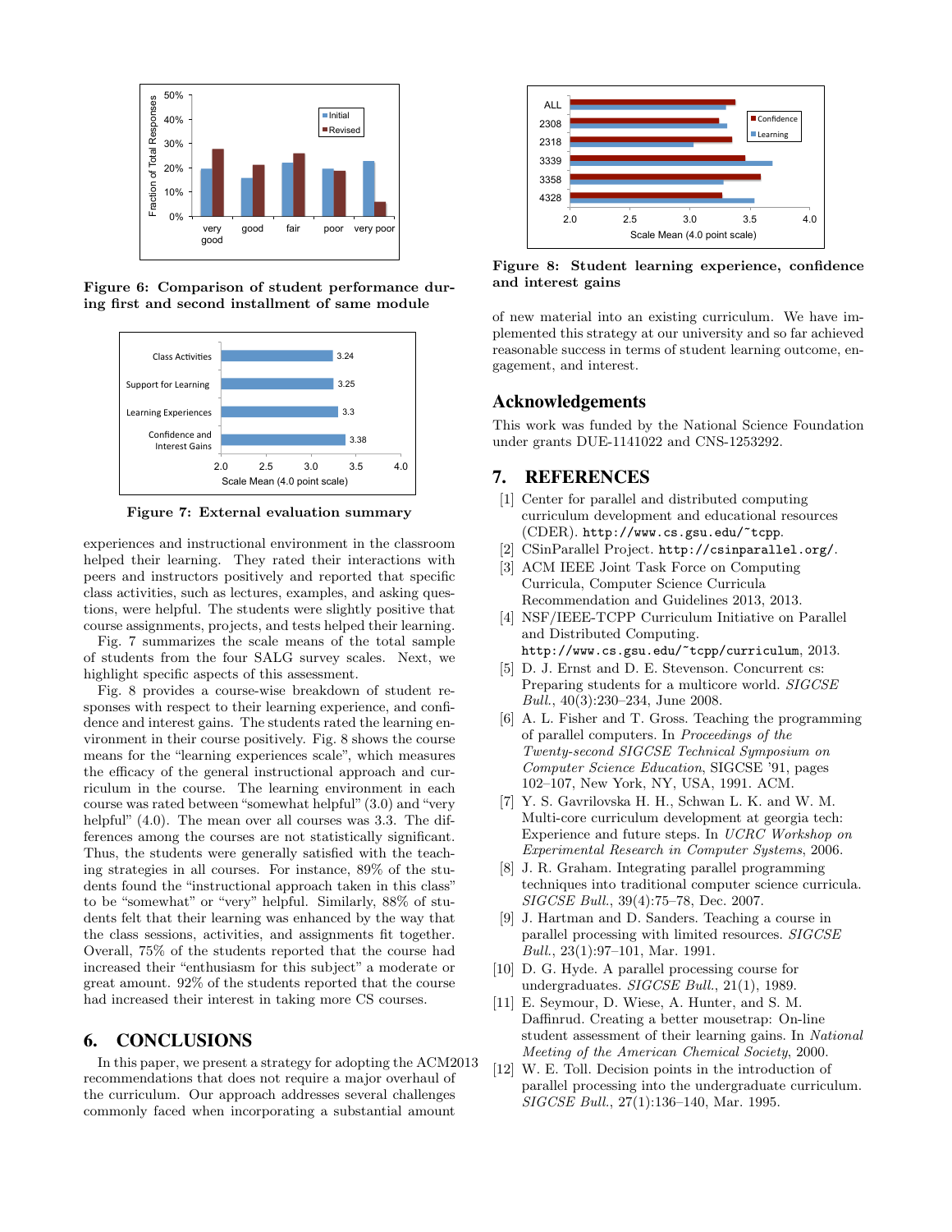50%
40%
30%
20%
10%
0%
Fraction of Total Responses
very good
good
fair
poor
very poor
Initial
Revised

**Figure 6: Comparison of student performance during first and second installment of same module**

Class Activities 3.24
Support for Learning 3.25
Learning Experiences 3.3
Confidence and Interest Gains 3.38
2.0 2.5 3.0 3.5 4.0
Scale Mean (4.0 point scale)

**Figure 7: External evaluation summary**

experiences and instructional environment in the classroom helped their learning. They rated their interactions with peers and instructors positively and reported that specific class activities, such as lectures, examples, and asking questions, were helpful. The students were slightly positive that course assignments, projects, and tests helped their learning.

Fig. 7 summarizes the scale means of the total sample of students from the four SALG survey scales. Next, we highlight specific aspects of this assessment.

Fig. 8 provides a course-wise breakdown of student responses with respect to their learning experience, and confidence and interest gains. The students rated the learning environment in their course positively. Fig. 8 shows the course means for the "learning experiences scale", which measures the efficacy of the general instructional approach and curriculum in the course. The learning environment in each course was rated between "somewhat helpful" (3.0) and "very helpful" (4.0). The mean over all courses was 3.3. The differences among the courses are not statistically significant. Thus, the students were generally satisfied with the teaching strategies in all courses. For instance, 89% of the students found the "instructional approach taken in this class" to be "somewhat" or "very" helpful. Similarly, 88% of students felt that their learning was enhanced by the way that the class sessions, activities, and assignments fit together. Overall, 75% of the students reported that the course had increased their "enthusiasm for this subject" a moderate or great amount. 92% of the students reported that the course had increased their interest in taking more CS courses.

## 6. CONCLUSIONS

In this paper, we present a strategy for adopting the ACM2013 recommendations that does not require a major overhaul of the curriculum. Our approach addresses several challenges commonly faced when incorporating a substantial amount of new material into an existing curriculum. We have implemented this strategy at our university and so far achieved reasonable success in terms of student learning outcome, engagement, and interest.

ALL
2308
2318
3339
3358
4328
2.0 2.5 3.0 3.5 4.0
Scale Mean (4.0 point scale)
Confidence
Learning

**Figure 8: Student learning experience, confidence and interest gains**

## Acknowledgements

This work was funded by the National Science Foundation under grants DUE-1141022 and CNS-1253292.

## 7. REFERENCES

[1] Center for parallel and distributed computing curriculum development and educational resources (CDER). `http://www.cs.gsu.edu/~tcpp`.

[2] CSinParallel Project. `http://csinparallel.org/`.

[3] ACM IEEE Joint Task Force on Computing Curricula, Computer Science Curricula Recommendation and Guidelines 2013, 2013.

[4] NSF/IEEE-TCPP Curriculum Initiative on Parallel and Distributed Computing. `http://www.cs.gsu.edu/~tcpp/curriculum`, 2013.

[5] D. J. Ernst and D. E. Stevenson. Concurrent cs: Preparing students for a multicore world. *SIGCSE Bull.*, 40(3):230–234, June 2008.

[6] A. L. Fisher and T. Gross. Teaching the programming of parallel computers. In *Proceedings of the Twenty-second SIGCSE Technical Symposium on Computer Science Education*, SIGCSE '91, pages 102–107, New York, NY, USA, 1991. ACM.

[7] Y. S. Gavrilovska H. H., Schwan L. K. and W. M. Multi-core curriculum development at georgia tech: Experience and future steps. In *UCRC Workshop on Experimental Research in Computer Systems*, 2006.

[8] J. R. Graham. Integrating parallel programming techniques into traditional computer science curricula. *SIGCSE Bull.*, 39(4):75–78, Dec. 2007.

[9] J. Hartman and D. Sanders. Teaching a course in parallel processing with limited resources. *SIGCSE Bull.*, 23(1):97–101, Mar. 1991.

[10] D. G. Hyde. A parallel processing course for undergraduates. *SIGCSE Bull.*, 21(1), 1989.

[11] E. Seymour, D. Wiese, A. Hunter, and S. M. Daffinrud. Creating a better mousetrap: On-line student assessment of their learning gains. In *National Meeting of the American Chemical Society*, 2000.

[12] W. E. Toll. Decision points in the introduction of parallel processing into the undergraduate curriculum. *SIGCSE Bull.*, 27(1):136–140, Mar. 1995.